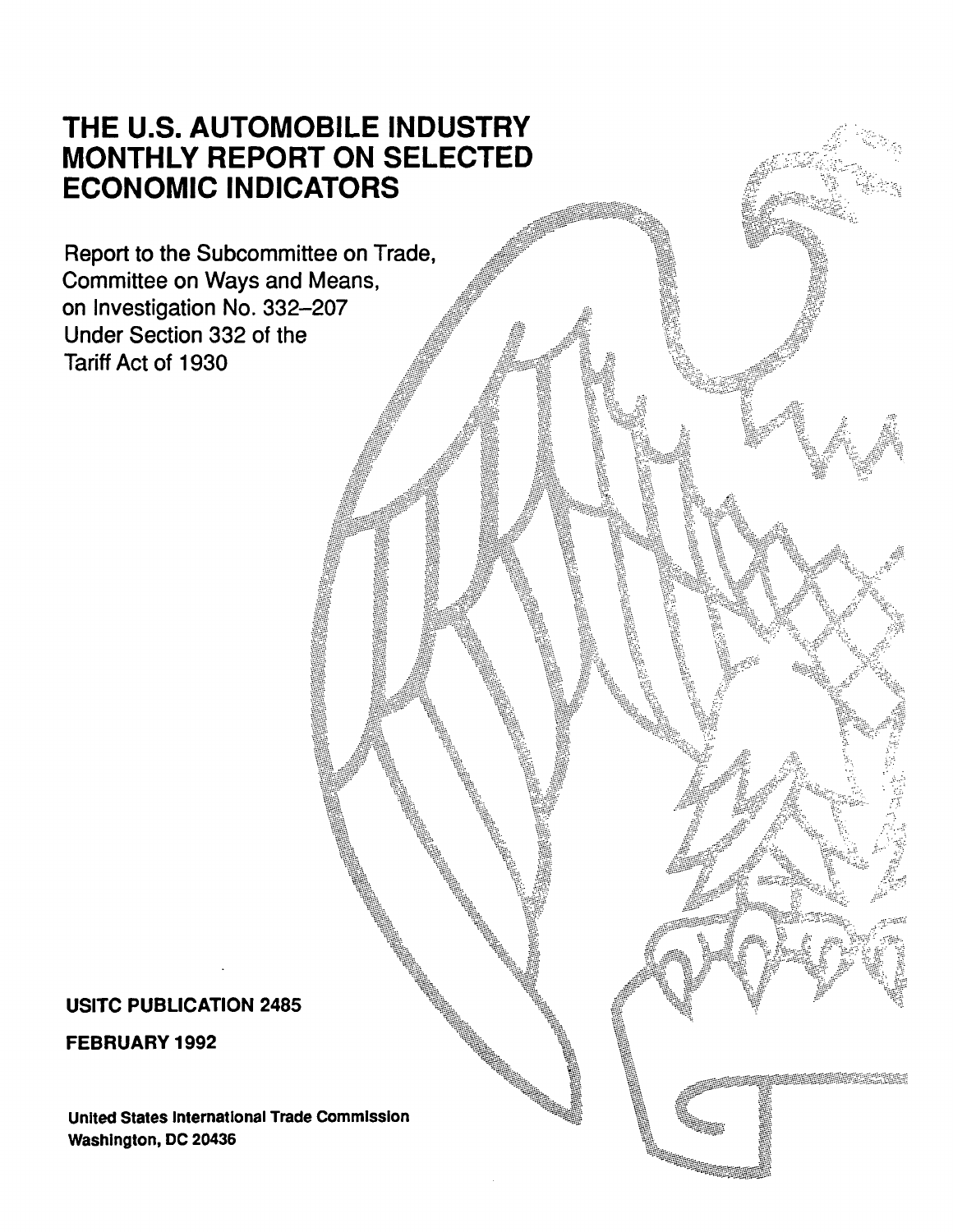# THE U.S. AUTOMOBILE INDUSTRY MONTHLY REPORT ON SELECTED ECONOMIC INDICATORS

Report to the Subcommittee on Trade, Committee on Ways and Means, on Investigation No. 332–207 Under Section 332 of the Tariff Act of 1930

**USITC PUBLICATION 2485**

**FEBRUARY 1992**

**United States International Trade Commission**
**Washington, DC 20436**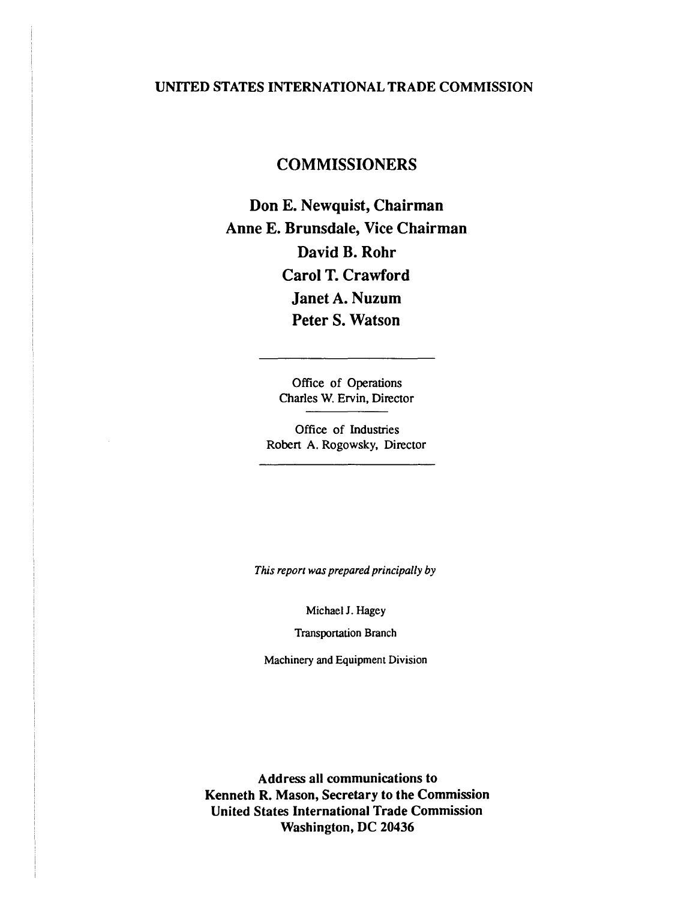UNITED STATES INTERNATIONAL TRADE COMMISSION

## COMMISSIONERS

**Don E. Newquist, Chairman**
**Anne E. Brunsdale, Vice Chairman**
**David B. Rohr**
**Carol T. Crawford**
**Janet A. Nuzum**
**Peter S. Watson**

---

Office of Operations
Charles W. Ervin, Director

---

Office of Industries
Robert A. Rogowsky, Director

---

*This report was prepared principally by*

Michael J. Hagey

Transportation Branch

Machinery and Equipment Division

**Address all communications to**
**Kenneth R. Mason, Secretary to the Commission**
**United States International Trade Commission**
**Washington, DC 20436**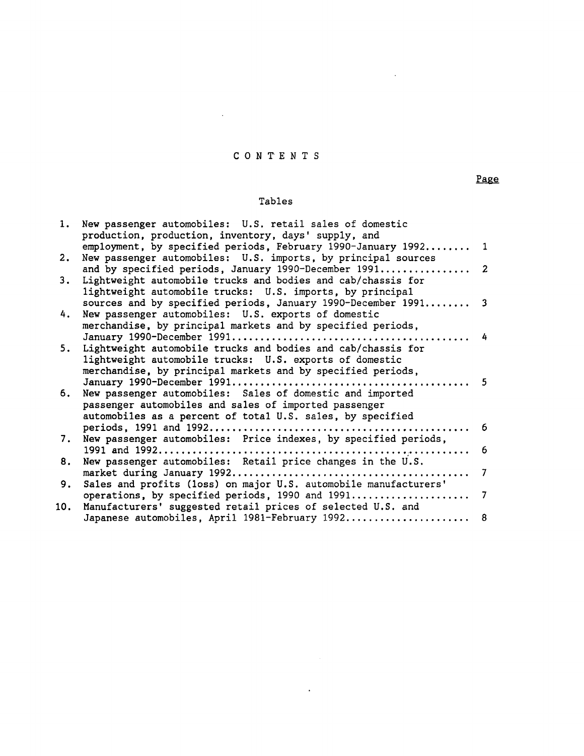# CONTENTS

Page

## Tables

| | | Page |
|---|---|---|
| 1. | New passenger automobiles: U.S. retail sales of domestic production, production, inventory, days' supply, and employment, by specified periods, February 1990-January 1992 | 1 |
| 2. | New passenger automobiles: U.S. imports, by principal sources and by specified periods, January 1990-December 1991 | 2 |
| 3. | Lightweight automobile trucks and bodies and cab/chassis for lightweight automobile trucks: U.S. imports, by principal sources and by specified periods, January 1990-December 1991 | 3 |
| 4. | New passenger automobiles: U.S. exports of domestic merchandise, by principal markets and by specified periods, January 1990-December 1991 | 4 |
| 5. | Lightweight automobile trucks and bodies and cab/chassis for lightweight automobile trucks: U.S. exports of domestic merchandise, by principal markets and by specified periods, January 1990-December 1991 | 5 |
| 6. | New passenger automobiles: Sales of domestic and imported passenger automobiles and sales of imported passenger automobiles as a percent of total U.S. sales, by specified periods, 1991 and 1992 | 6 |
| 7. | New passenger automobiles: Price indexes, by specified periods, 1991 and 1992 | 6 |
| 8. | New passenger automobiles: Retail price changes in the U.S. market during January 1992 | 7 |
| 9. | Sales and profits (loss) on major U.S. automobile manufacturers' operations, by specified periods, 1990 and 1991 | 7 |
| 10. | Manufacturers' suggested retail prices of selected U.S. and Japanese automobiles, April 1981-February 1992 | 8 |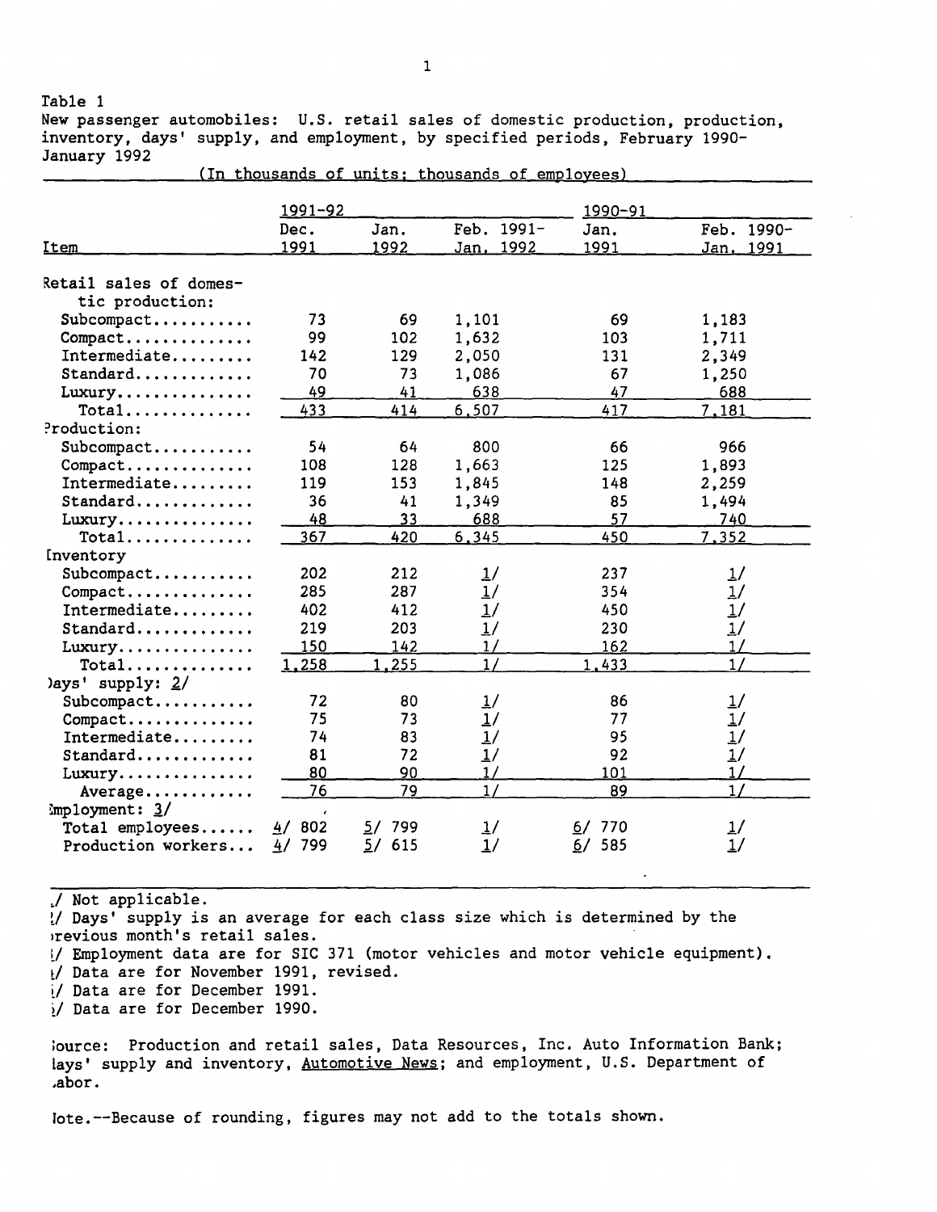Table 1

New passenger automobiles: U.S. retail sales of domestic production, production, inventory, days' supply, and employment, by specified periods, February 1990-January 1992

(In thousands of units; thousands of employees)

| Item | 1991-92 | | | 1990-91 | |
|---|---|---|---|---|---|
| | Dec. 1991 | Jan. 1992 | Feb. 1991-Jan. 1992 | Jan. 1991 | Feb. 1990-Jan. 1991 |
| Retail sales of domestic production: | | | | | |
| Subcompact | 73 | 69 | 1,101 | 69 | 1,183 |
| Compact | 99 | 102 | 1,632 | 103 | 1,711 |
| Intermediate | 142 | 129 | 2,050 | 131 | 2,349 |
| Standard | 70 | 73 | 1,086 | 67 | 1,250 |
| Luxury | 49 | 41 | 638 | 47 | 688 |
| Total | 433 | 414 | 6,507 | 417 | 7,181 |
| Production: | | | | | |
| Subcompact | 54 | 64 | 800 | 66 | 966 |
| Compact | 108 | 128 | 1,663 | 125 | 1,893 |
| Intermediate | 119 | 153 | 1,845 | 148 | 2,259 |
| Standard | 36 | 41 | 1,349 | 85 | 1,494 |
| Luxury | 48 | 33 | 688 | 57 | 740 |
| Total | 367 | 420 | 6,345 | 450 | 7,352 |
| Inventory | | | | | |
| Subcompact | 202 | 212 | 1/ | 237 | 1/ |
| Compact | 285 | 287 | 1/ | 354 | 1/ |
| Intermediate | 402 | 412 | 1/ | 450 | 1/ |
| Standard | 219 | 203 | 1/ | 230 | 1/ |
| Luxury | 150 | 142 | 1/ | 162 | 1/ |
| Total | 1,258 | 1,255 | 1/ | 1,433 | 1/ |
| Days' supply: 2/ | | | | | |
| Subcompact | 72 | 80 | 1/ | 86 | 1/ |
| Compact | 75 | 73 | 1/ | 77 | 1/ |
| Intermediate | 74 | 83 | 1/ | 95 | 1/ |
| Standard | 81 | 72 | 1/ | 92 | 1/ |
| Luxury | 80 | 90 | 1/ | 101 | 1/ |
| Average | 76 | 79 | 1/ | 89 | 1/ |
| Employment: 3/ | | | | | |
| Total employees | 4/ 802 | 5/ 799 | 1/ | 6/ 770 | 1/ |
| Production workers | 4/ 799 | 5/ 615 | 1/ | 6/ 585 | 1/ |

1/ Not applicable.
2/ Days' supply is an average for each class size which is determined by the previous month's retail sales.
3/ Employment data are for SIC 371 (motor vehicles and motor vehicle equipment).
4/ Data are for November 1991, revised.
5/ Data are for December 1991.
6/ Data are for December 1990.

Source: Production and retail sales, Data Resources, Inc. Auto Information Bank; days' supply and inventory, Automotive News; and employment, U.S. Department of Labor.

Note.--Because of rounding, figures may not add to the totals shown.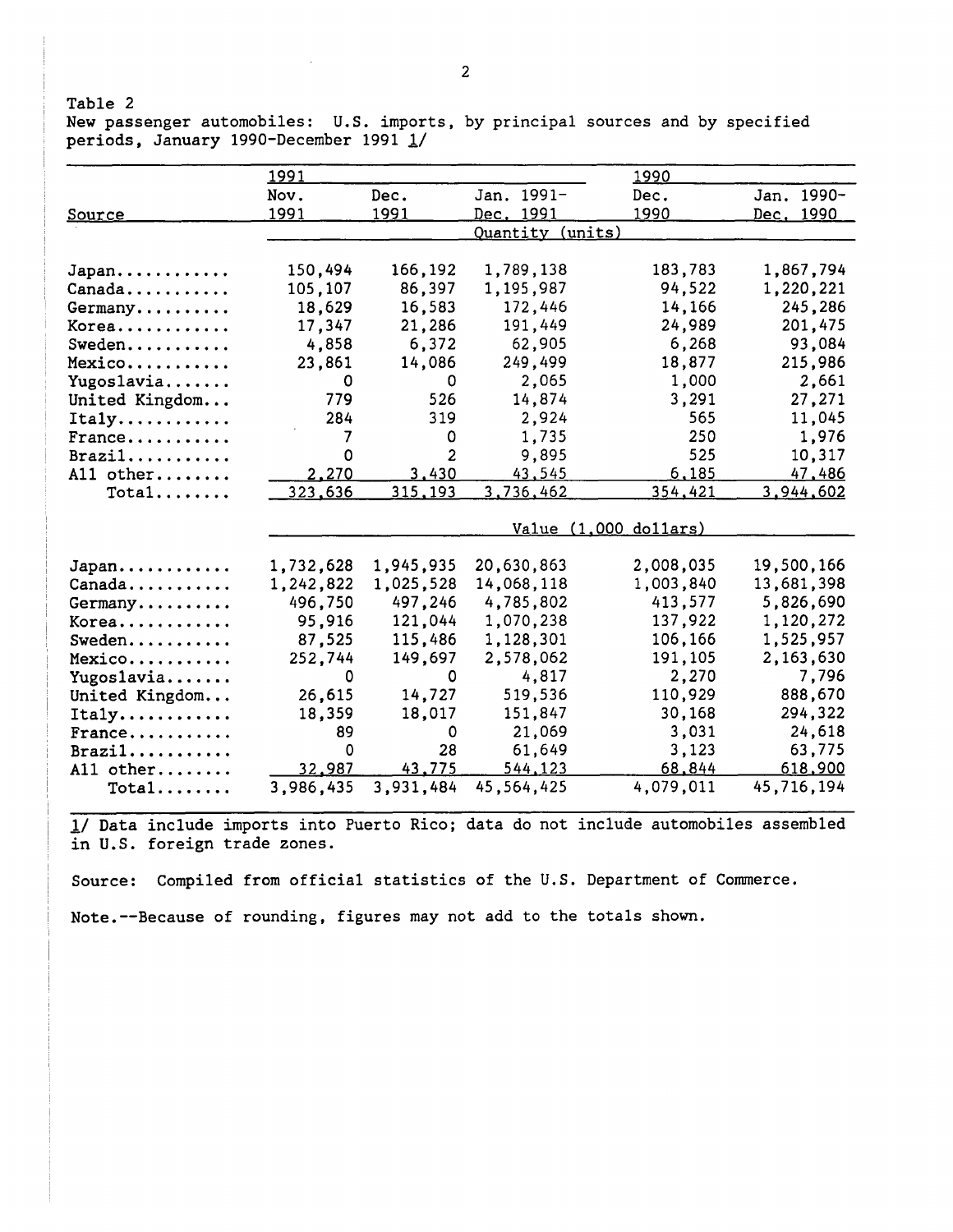Table 2
New passenger automobiles: U.S. imports, by principal sources and by specified periods, January 1990-December 1991 1/

| Source | 1991 | | | 1990 | |
|---|---|---|---|---|---|
| | Nov. 1991 | Dec. 1991 | Jan. 1991-Dec. 1991 | Dec. 1990 | Jan. 1990-Dec. 1990 |
| | Quantity (units) | | | | |
| Japan | 150,494 | 166,192 | 1,789,138 | 183,783 | 1,867,794 |
| Canada | 105,107 | 86,397 | 1,195,987 | 94,522 | 1,220,221 |
| Germany | 18,629 | 16,583 | 172,446 | 14,166 | 245,286 |
| Korea | 17,347 | 21,286 | 191,449 | 24,989 | 201,475 |
| Sweden | 4,858 | 6,372 | 62,905 | 6,268 | 93,084 |
| Mexico | 23,861 | 14,086 | 249,499 | 18,877 | 215,986 |
| Yugoslavia | 0 | 0 | 2,065 | 1,000 | 2,661 |
| United Kingdom | 779 | 526 | 14,874 | 3,291 | 27,271 |
| Italy | 284 | 319 | 2,924 | 565 | 11,045 |
| France | 7 | 0 | 1,735 | 250 | 1,976 |
| Brazil | 0 | 2 | 9,895 | 525 | 10,317 |
| All other | 2,270 | 3,430 | 43,545 | 6,185 | 47,486 |
| Total | 323,636 | 315,193 | 3,736,462 | 354,421 | 3,944,602 |
| | Value (1,000 dollars) | | | | |
| Japan | 1,732,628 | 1,945,935 | 20,630,863 | 2,008,035 | 19,500,166 |
| Canada | 1,242,822 | 1,025,528 | 14,068,118 | 1,003,840 | 13,681,398 |
| Germany | 496,750 | 497,246 | 4,785,802 | 413,577 | 5,826,690 |
| Korea | 95,916 | 121,044 | 1,070,238 | 137,922 | 1,120,272 |
| Sweden | 87,525 | 115,486 | 1,128,301 | 106,166 | 1,525,957 |
| Mexico | 252,744 | 149,697 | 2,578,062 | 191,105 | 2,163,630 |
| Yugoslavia | 0 | 0 | 4,817 | 2,270 | 7,796 |
| United Kingdom | 26,615 | 14,727 | 519,536 | 110,929 | 888,670 |
| Italy | 18,359 | 18,017 | 151,847 | 30,168 | 294,322 |
| France | 89 | 0 | 21,069 | 3,031 | 24,618 |
| Brazil | 0 | 28 | 61,649 | 3,123 | 63,775 |
| All other | 32,987 | 43,775 | 544,123 | 68,844 | 618,900 |
| Total | 3,986,435 | 3,931,484 | 45,564,425 | 4,079,011 | 45,716,194 |

1/ Data include imports into Puerto Rico; data do not include automobiles assembled in U.S. foreign trade zones.

Source: Compiled from official statistics of the U.S. Department of Commerce.

Note.--Because of rounding, figures may not add to the totals shown.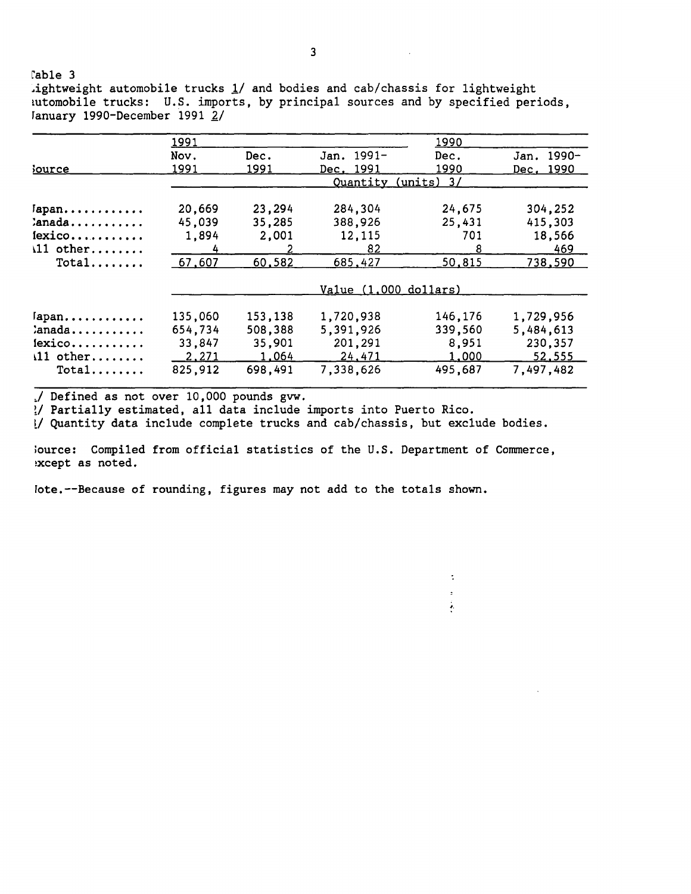Table 3

Lightweight automobile trucks 1/ and bodies and cab/chassis for lightweight automobile trucks: U.S. imports, by principal sources and by specified periods, January 1990-December 1991 2/

| Source | 1991 Nov. 1991 | Dec. 1991 | Jan. 1991-Dec. 1991 | 1990 Dec. 1990 | Jan. 1990-Dec. 1990 |
|---|---|---|---|---|---|
| | Quantity (units) 3/ | | | | |
| Japan............ | 20,669 | 23,294 | 284,304 | 24,675 | 304,252 |
| Canada........... | 45,039 | 35,285 | 388,926 | 25,431 | 415,303 |
| Mexico........... | 1,894 | 2,001 | 12,115 | 701 | 18,566 |
| All other........ | 4 | 2 | 82 | 8 | 469 |
| Total........ | 67,607 | 60,582 | 685,427 | 50,815 | 738,590 |
| | Value (1,000 dollars) | | | | |
| Japan............ | 135,060 | 153,138 | 1,720,938 | 146,176 | 1,729,956 |
| Canada........... | 654,734 | 508,388 | 5,391,926 | 339,560 | 5,484,613 |
| Mexico........... | 33,847 | 35,901 | 201,291 | 8,951 | 230,357 |
| All other........ | 2,271 | 1,064 | 24,471 | 1,000 | 52,555 |
| Total........ | 825,912 | 698,491 | 7,338,626 | 495,687 | 7,497,482 |

1/ Defined as not over 10,000 pounds gvw.
2/ Partially estimated, all data include imports into Puerto Rico.
3/ Quantity data include complete trucks and cab/chassis, but exclude bodies.

Source: Compiled from official statistics of the U.S. Department of Commerce, except as noted.

Note.--Because of rounding, figures may not add to the totals shown.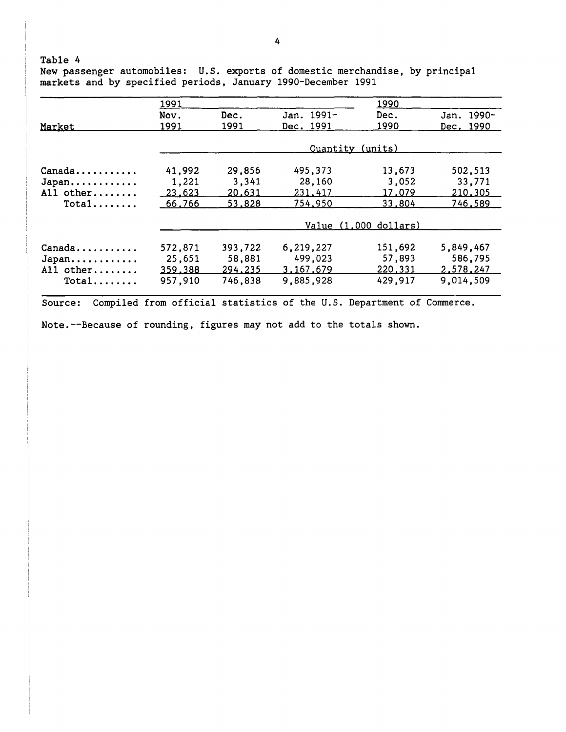Table 4
New passenger automobiles: U.S. exports of domestic merchandise, by principal markets and by specified periods, January 1990-December 1991

| Market | 1991 | | | 1990 | |
|---|---|---|---|---|---|
| | Nov. 1991 | Dec. 1991 | Jan. 1991-Dec. 1991 | Dec. 1990 | Jan. 1990-Dec. 1990 |
| | Quantity (units) | | | | |
| Canada | 41,992 | 29,856 | 495,373 | 13,673 | 502,513 |
| Japan | 1,221 | 3,341 | 28,160 | 3,052 | 33,771 |
| All other | 23,623 | 20,631 | 231,417 | 17,079 | 210,305 |
| Total | 66,766 | 53,828 | 754,950 | 33,804 | 746,589 |
| | Value (1,000 dollars) | | | | |
| Canada | 572,871 | 393,722 | 6,219,227 | 151,692 | 5,849,467 |
| Japan | 25,651 | 58,881 | 499,023 | 57,893 | 586,795 |
| All other | 359,388 | 294,235 | 3,167,679 | 220,331 | 2,578,247 |
| Total | 957,910 | 746,838 | 9,885,928 | 429,917 | 9,014,509 |

Source: Compiled from official statistics of the U.S. Department of Commerce.

Note.--Because of rounding, figures may not add to the totals shown.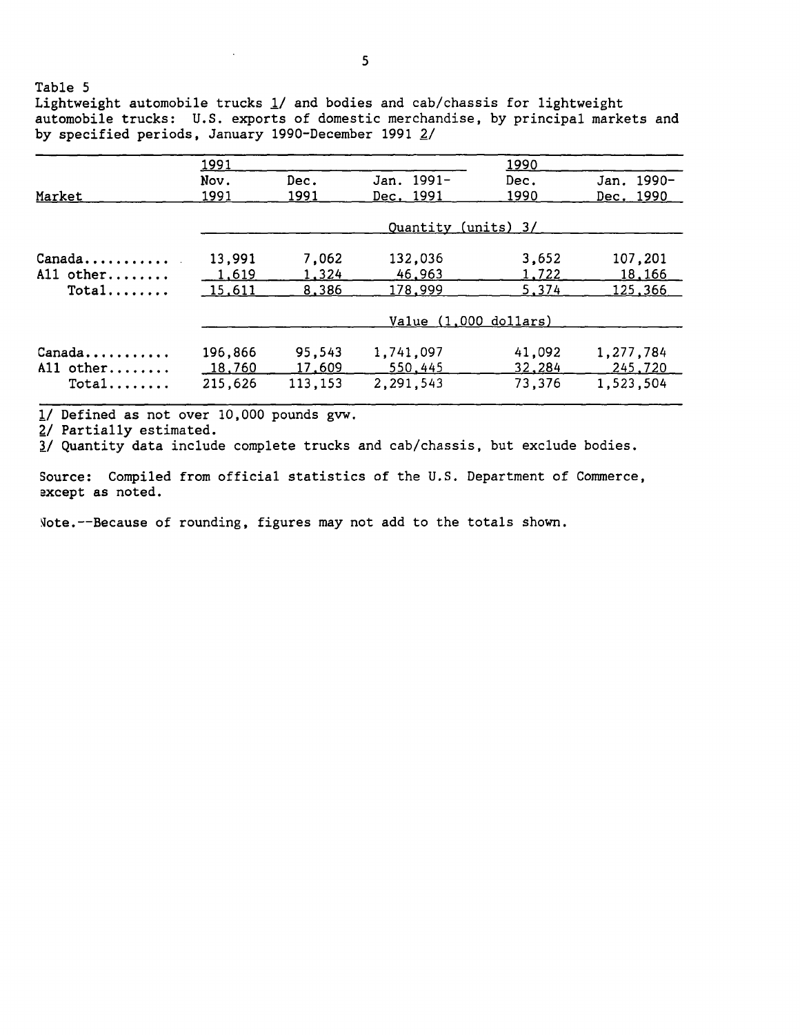Table 5

Lightweight automobile trucks 1/ and bodies and cab/chassis for lightweight automobile trucks: U.S. exports of domestic merchandise, by principal markets and by specified periods, January 1990-December 1991 2/

| Market | 1991 | | | 1990 | |
|---|---|---|---|---|---|
| | Nov. 1991 | Dec. 1991 | Jan. 1991-Dec. 1991 | Dec. 1990 | Jan. 1990-Dec. 1990 |
| | Quantity (units) 3/ | | | | |
| Canada | 13,991 | 7,062 | 132,036 | 3,652 | 107,201 |
| All other | 1,619 | 1,324 | 46,963 | 1,722 | 18,166 |
| Total | 15,611 | 8,386 | 178,999 | 5,374 | 125,366 |
| | Value (1,000 dollars) | | | | |
| Canada | 196,866 | 95,543 | 1,741,097 | 41,092 | 1,277,784 |
| All other | 18,760 | 17,609 | 550,445 | 32,284 | 245,720 |
| Total | 215,626 | 113,153 | 2,291,543 | 73,376 | 1,523,504 |

1/ Defined as not over 10,000 pounds gvw.

2/ Partially estimated.

3/ Quantity data include complete trucks and cab/chassis, but exclude bodies.

Source: Compiled from official statistics of the U.S. Department of Commerce, except as noted.

Note.--Because of rounding, figures may not add to the totals shown.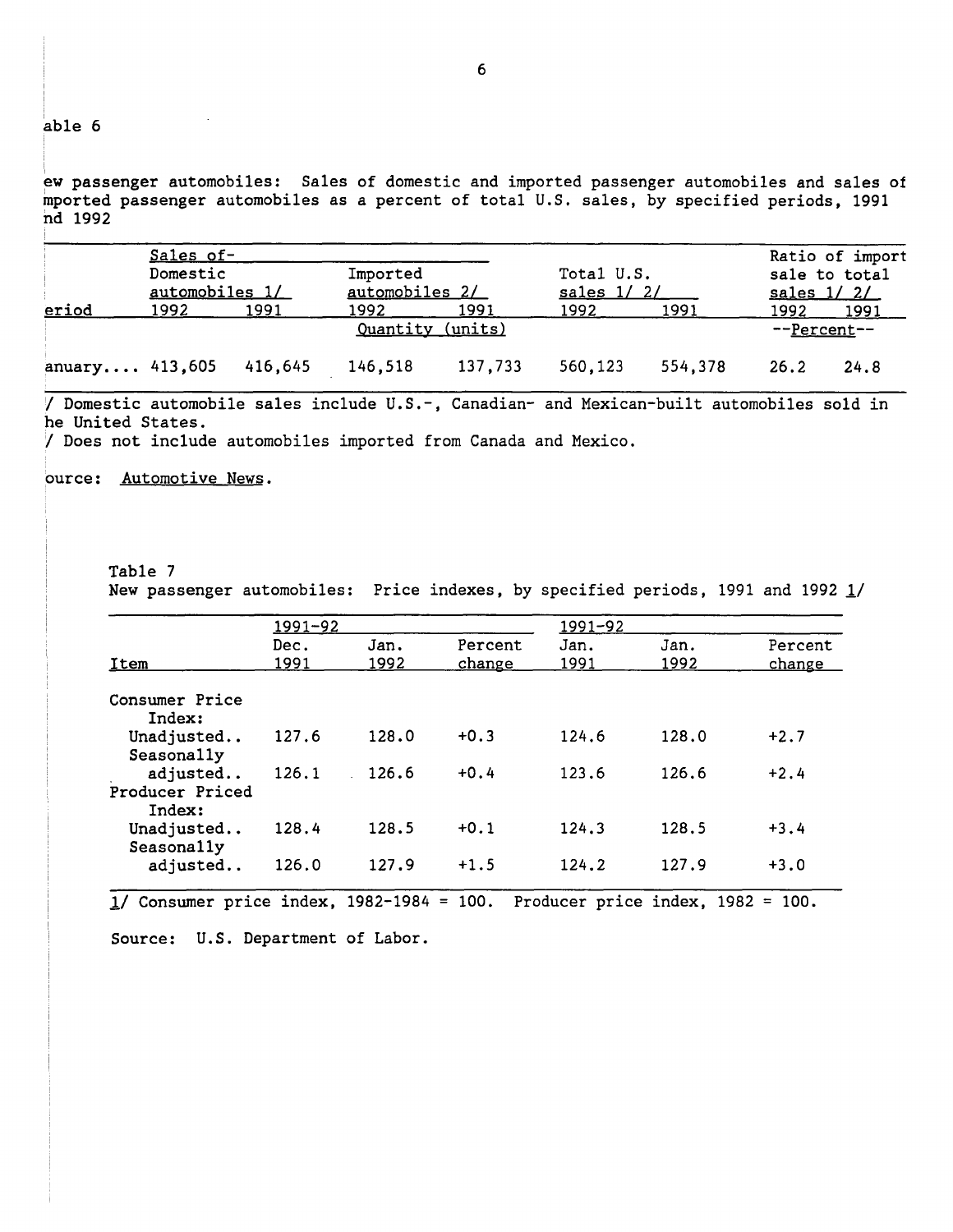able 6

ew passenger automobiles: Sales of domestic and imported passenger automobiles and sales of mported passenger automobiles as a percent of total U.S. sales, by specified periods, 1991 nd 1992

| | Sales of- | | | | | | | |
|---|---|---|---|---|---|---|---|---|
| | Domestic automobiles 1/ | | Imported automobiles 2/ | | Total U.S. sales 1/ 2/ | | Ratio of import sale to total sales 1/ 2/ | |
| eriod | 1992 | 1991 | 1992 | 1991 | 1992 | 1991 | 1992 | 1991 |
| | Quantity (units) | | | | | | --Percent-- | |
| anuary.... | 413,605 | 416,645 | 146,518 | 137,733 | 560,123 | 554,378 | 26.2 | 24.8 |

/ Domestic automobile sales include U.S.-, Canadian- and Mexican-built automobiles sold in he United States.
/ Does not include automobiles imported from Canada and Mexico.

ource: Automotive News.

Table 7
New passenger automobiles: Price indexes, by specified periods, 1991 and 1992 1/

| | 1991-92 | | | 1991-92 | | |
|---|---|---|---|---|---|---|
| Item | Dec. 1991 | Jan. 1992 | Percent change | Jan. 1991 | Jan. 1992 | Percent change |
| Consumer Price Index: | | | | | | |
| Unadjusted.. | 127.6 | 128.0 | +0.3 | 124.6 | 128.0 | +2.7 |
| Seasonally adjusted.. | 126.1 | 126.6 | +0.4 | 123.6 | 126.6 | +2.4 |
| Producer Priced Index: | | | | | | |
| Unadjusted.. | 128.4 | 128.5 | +0.1 | 124.3 | 128.5 | +3.4 |
| Seasonally adjusted.. | 126.0 | 127.9 | +1.5 | 124.2 | 127.9 | +3.0 |

1/ Consumer price index, 1982-1984 = 100. Producer price index, 1982 = 100.

Source: U.S. Department of Labor.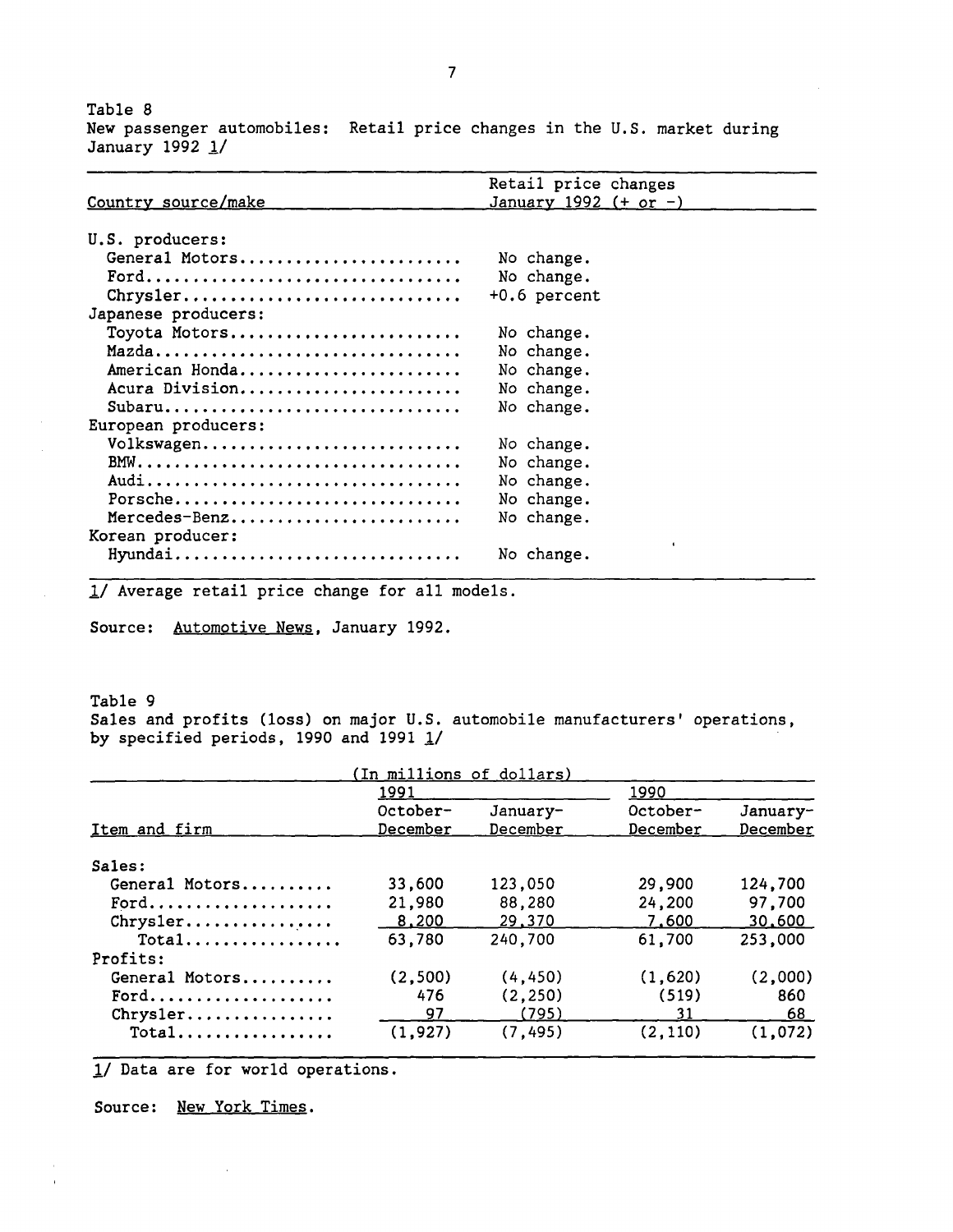Table 8
New passenger automobiles: Retail price changes in the U.S. market during January 1992 1/

| Country source/make | Retail price changes January 1992 (+ or -) |
|---|---|
| U.S. producers: | |
| General Motors | No change. |
| Ford | No change. |
| Chrysler | +0.6 percent |
| Japanese producers: | |
| Toyota Motors | No change. |
| Mazda | No change. |
| American Honda | No change. |
| Acura Division | No change. |
| Subaru | No change. |
| European producers: | |
| Volkswagen | No change. |
| BMW | No change. |
| Audi | No change. |
| Porsche | No change. |
| Mercedes-Benz | No change. |
| Korean producer: | |
| Hyundai | No change. |

1/ Average retail price change for all models.

Source: Automotive News, January 1992.

Table 9
Sales and profits (loss) on major U.S. automobile manufacturers' operations, by specified periods, 1990 and 1991 1/

| (In millions of dollars) | | | | |
|---|---|---|---|---|
| | 1991 | | 1990 | |
| Item and firm | October-December | January-December | October-December | January-December |
| Sales: | | | | |
| General Motors | 33,600 | 123,050 | 29,900 | 124,700 |
| Ford | 21,980 | 88,280 | 24,200 | 97,700 |
| Chrysler | 8,200 | 29,370 | 7,600 | 30,600 |
| Total | 63,780 | 240,700 | 61,700 | 253,000 |
| Profits: | | | | |
| General Motors | (2,500) | (4,450) | (1,620) | (2,000) |
| Ford | 476 | (2,250) | (519) | 860 |
| Chrysler | 97 | (795) | 31 | 68 |
| Total | (1,927) | (7,495) | (2,110) | (1,072) |

1/ Data are for world operations.

Source: New York Times.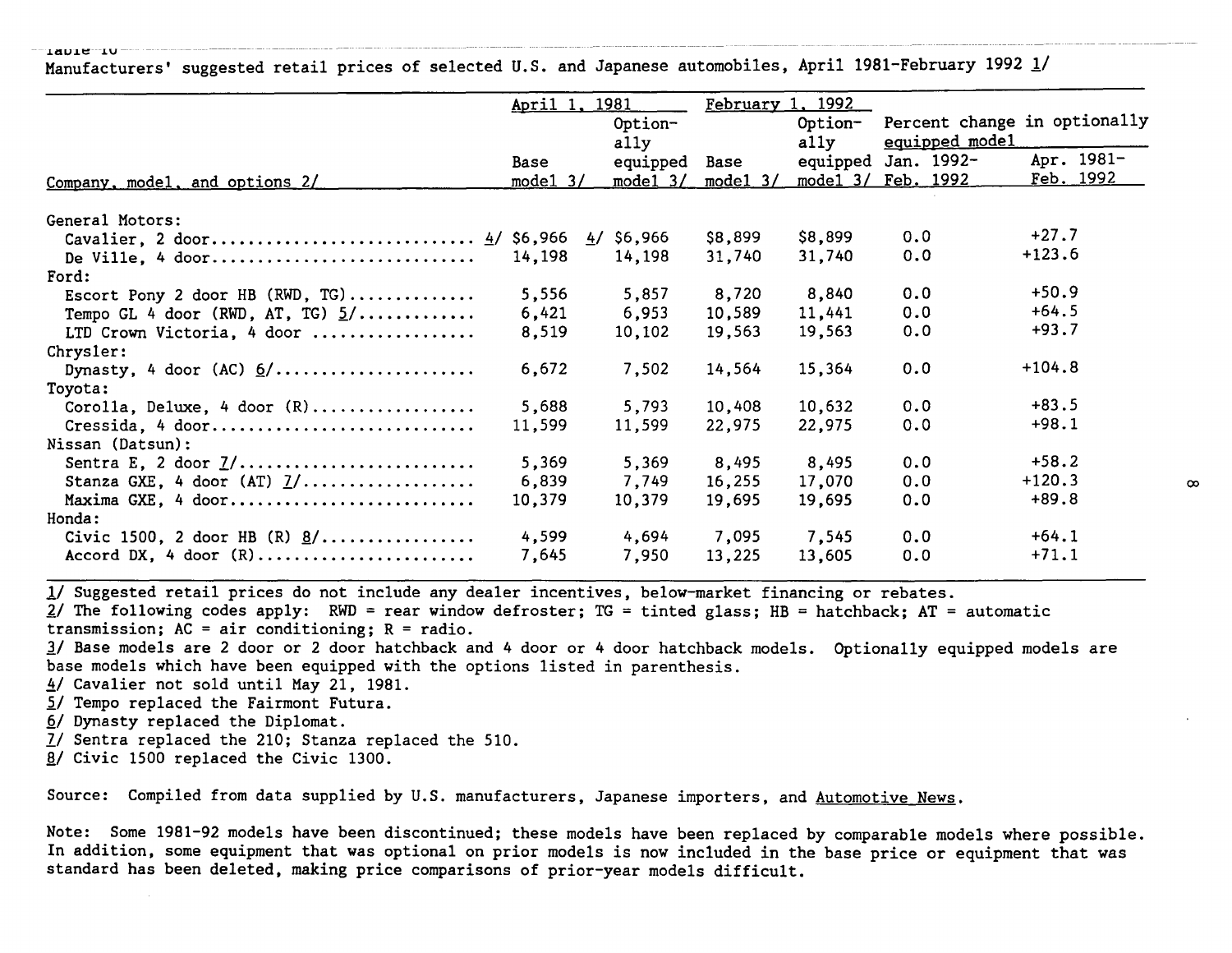Table 10

Manufacturers' suggested retail prices of selected U.S. and Japanese automobiles, April 1981-February 1992 1/

| Company, model, and options 2/ | April 1, 1981 | | February 1, 1992 | | Percent change in optionally equipped model | |
|---|---|---|---|---|---|---|
| | Base model 3/ | Optionally equipped model 3/ | Base model 3/ | Optionally equipped model 3/ | Jan. 1992-Feb. 1992 | Apr. 1981-Feb. 1992 |
| General Motors: | | | | | | |
| Cavalier, 2 door | 4/ $6,966 | 4/ $6,966 | $8,899 | $8,899 | 0.0 | +27.7 |
| De Ville, 4 door | 14,198 | 14,198 | 31,740 | 31,740 | 0.0 | +123.6 |
| Ford: | | | | | | |
| Escort Pony 2 door HB (RWD, TG) | 5,556 | 5,857 | 8,720 | 8,840 | 0.0 | +50.9 |
| Tempo GL 4 door (RWD, AT, TG) 5/ | 6,421 | 6,953 | 10,589 | 11,441 | 0.0 | +64.5 |
| LTD Crown Victoria, 4 door | 8,519 | 10,102 | 19,563 | 19,563 | 0.0 | +93.7 |
| Chrysler: | | | | | | |
| Dynasty, 4 door (AC) 6/ | 6,672 | 7,502 | 14,564 | 15,364 | 0.0 | +104.8 |
| Toyota: | | | | | | |
| Corolla, Deluxe, 4 door (R) | 5,688 | 5,793 | 10,408 | 10,632 | 0.0 | +83.5 |
| Cressida, 4 door | 11,599 | 11,599 | 22,975 | 22,975 | 0.0 | +98.1 |
| Nissan (Datsun): | | | | | | |
| Sentra E, 2 door 7/ | 5,369 | 5,369 | 8,495 | 8,495 | 0.0 | +58.2 |
| Stanza GXE, 4 door (AT) 7/ | 6,839 | 7,749 | 16,255 | 17,070 | 0.0 | +120.3 |
| Maxima GXE, 4 door | 10,379 | 10,379 | 19,695 | 19,695 | 0.0 | +89.8 |
| Honda: | | | | | | |
| Civic 1500, 2 door HB (R) 8/ | 4,599 | 4,694 | 7,095 | 7,545 | 0.0 | +64.1 |
| Accord DX, 4 door (R) | 7,645 | 7,950 | 13,225 | 13,605 | 0.0 | +71.1 |

1/ Suggested retail prices do not include any dealer incentives, below-market financing or rebates.
2/ The following codes apply: RWD = rear window defroster; TG = tinted glass; HB = hatchback; AT = automatic transmission; AC = air conditioning; R = radio.
3/ Base models are 2 door or 2 door hatchback and 4 door or 4 door hatchback models. Optionally equipped models are base models which have been equipped with the options listed in parenthesis.
4/ Cavalier not sold until May 21, 1981.
5/ Tempo replaced the Fairmont Futura.
6/ Dynasty replaced the Diplomat.
7/ Sentra replaced the 210; Stanza replaced the 510.
8/ Civic 1500 replaced the Civic 1300.

Source: Compiled from data supplied by U.S. manufacturers, Japanese importers, and Automotive News.

Note: Some 1981-92 models have been discontinued; these models have been replaced by comparable models where possible. In addition, some equipment that was optional on prior models is now included in the base price or equipment that was standard has been deleted, making price comparisons of prior-year models difficult.